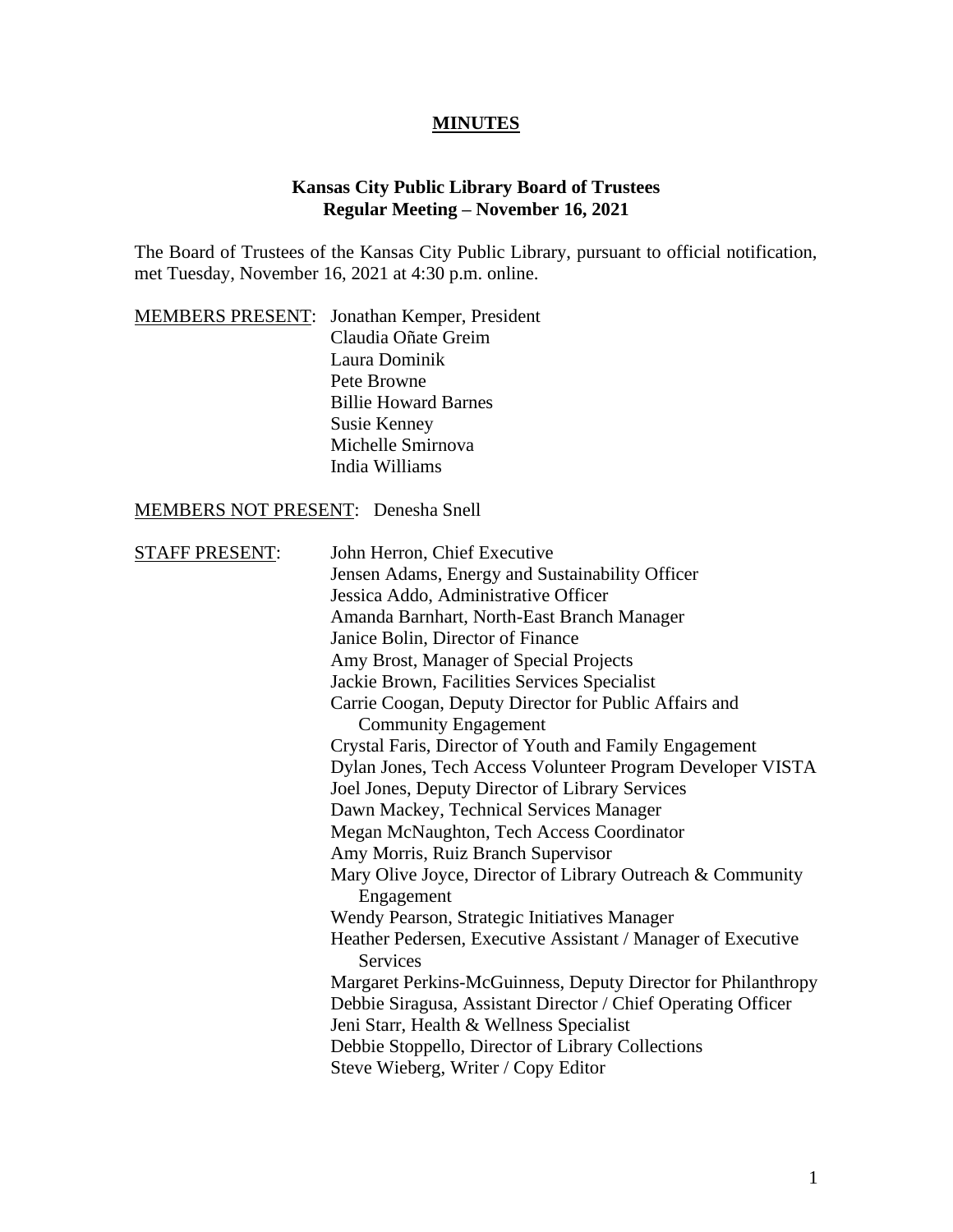# MINUTES

## Kansas City Public Library Board of Trustees
## Regular Meeting – November 16, 2021

The Board of Trustees of the Kansas City Public Library, pursuant to official notification, met Tuesday, November 16, 2021 at 4:30 p.m. online.

MEMBERS PRESENT: Jonathan Kemper, President
Claudia Oñate Greim
Laura Dominik
Pete Browne
Billie Howard Barnes
Susie Kenney
Michelle Smirnova
India Williams

MEMBERS NOT PRESENT: Denesha Snell

STAFF PRESENT: John Herron, Chief Executive
Jensen Adams, Energy and Sustainability Officer
Jessica Addo, Administrative Officer
Amanda Barnhart, North-East Branch Manager
Janice Bolin, Director of Finance
Amy Brost, Manager of Special Projects
Jackie Brown, Facilities Services Specialist
Carrie Coogan, Deputy Director for Public Affairs and Community Engagement
Crystal Faris, Director of Youth and Family Engagement
Dylan Jones, Tech Access Volunteer Program Developer VISTA
Joel Jones, Deputy Director of Library Services
Dawn Mackey, Technical Services Manager
Megan McNaughton, Tech Access Coordinator
Amy Morris, Ruiz Branch Supervisor
Mary Olive Joyce, Director of Library Outreach & Community Engagement
Wendy Pearson, Strategic Initiatives Manager
Heather Pedersen, Executive Assistant / Manager of Executive Services
Margaret Perkins-McGuinness, Deputy Director for Philanthropy
Debbie Siragusa, Assistant Director / Chief Operating Officer
Jeni Starr, Health & Wellness Specialist
Debbie Stoppello, Director of Library Collections
Steve Wieberg, Writer / Copy Editor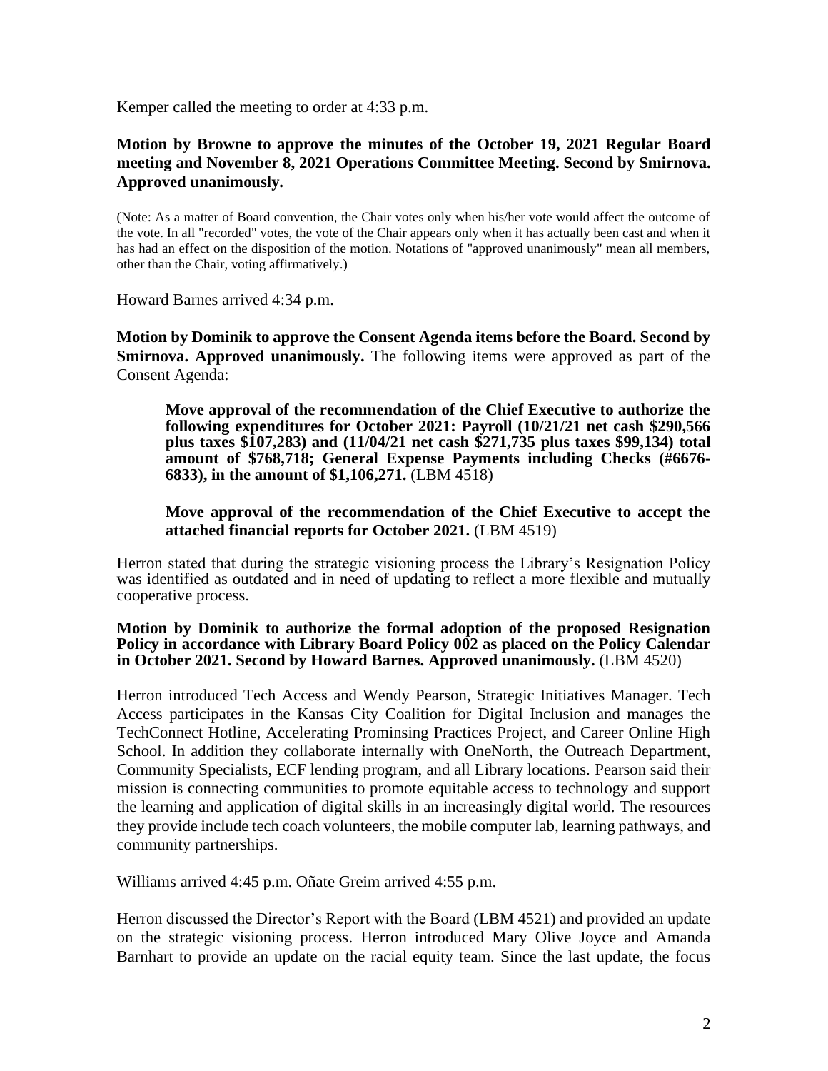Kemper called the meeting to order at 4:33 p.m.

**Motion by Browne to approve the minutes of the October 19, 2021 Regular Board meeting and November 8, 2021 Operations Committee Meeting. Second by Smirnova. Approved unanimously.**

(Note: As a matter of Board convention, the Chair votes only when his/her vote would affect the outcome of the vote. In all "recorded" votes, the vote of the Chair appears only when it has actually been cast and when it has had an effect on the disposition of the motion. Notations of "approved unanimously" mean all members, other than the Chair, voting affirmatively.)

Howard Barnes arrived 4:34 p.m.

**Motion by Dominik to approve the Consent Agenda items before the Board. Second by Smirnova. Approved unanimously.** The following items were approved as part of the Consent Agenda:

> **Move approval of the recommendation of the Chief Executive to authorize the following expenditures for October 2021: Payroll (10/21/21 net cash $290,566 plus taxes $107,283) and (11/04/21 net cash $271,735 plus taxes $99,134) total amount of $768,718; General Expense Payments including Checks (#6676-6833), in the amount of $1,106,271.** (LBM 4518)
>
> **Move approval of the recommendation of the Chief Executive to accept the attached financial reports for October 2021.** (LBM 4519)

Herron stated that during the strategic visioning process the Library's Resignation Policy was identified as outdated and in need of updating to reflect a more flexible and mutually cooperative process.

**Motion by Dominik to authorize the formal adoption of the proposed Resignation Policy in accordance with Library Board Policy 002 as placed on the Policy Calendar in October 2021. Second by Howard Barnes. Approved unanimously.** (LBM 4520)

Herron introduced Tech Access and Wendy Pearson, Strategic Initiatives Manager. Tech Access participates in the Kansas City Coalition for Digital Inclusion and manages the TechConnect Hotline, Accelerating Prominsing Practices Project, and Career Online High School. In addition they collaborate internally with OneNorth, the Outreach Department, Community Specialists, ECF lending program, and all Library locations. Pearson said their mission is connecting communities to promote equitable access to technology and support the learning and application of digital skills in an increasingly digital world. The resources they provide include tech coach volunteers, the mobile computer lab, learning pathways, and community partnerships.

Williams arrived 4:45 p.m. Oñate Greim arrived 4:55 p.m.

Herron discussed the Director's Report with the Board (LBM 4521) and provided an update on the strategic visioning process. Herron introduced Mary Olive Joyce and Amanda Barnhart to provide an update on the racial equity team. Since the last update, the focus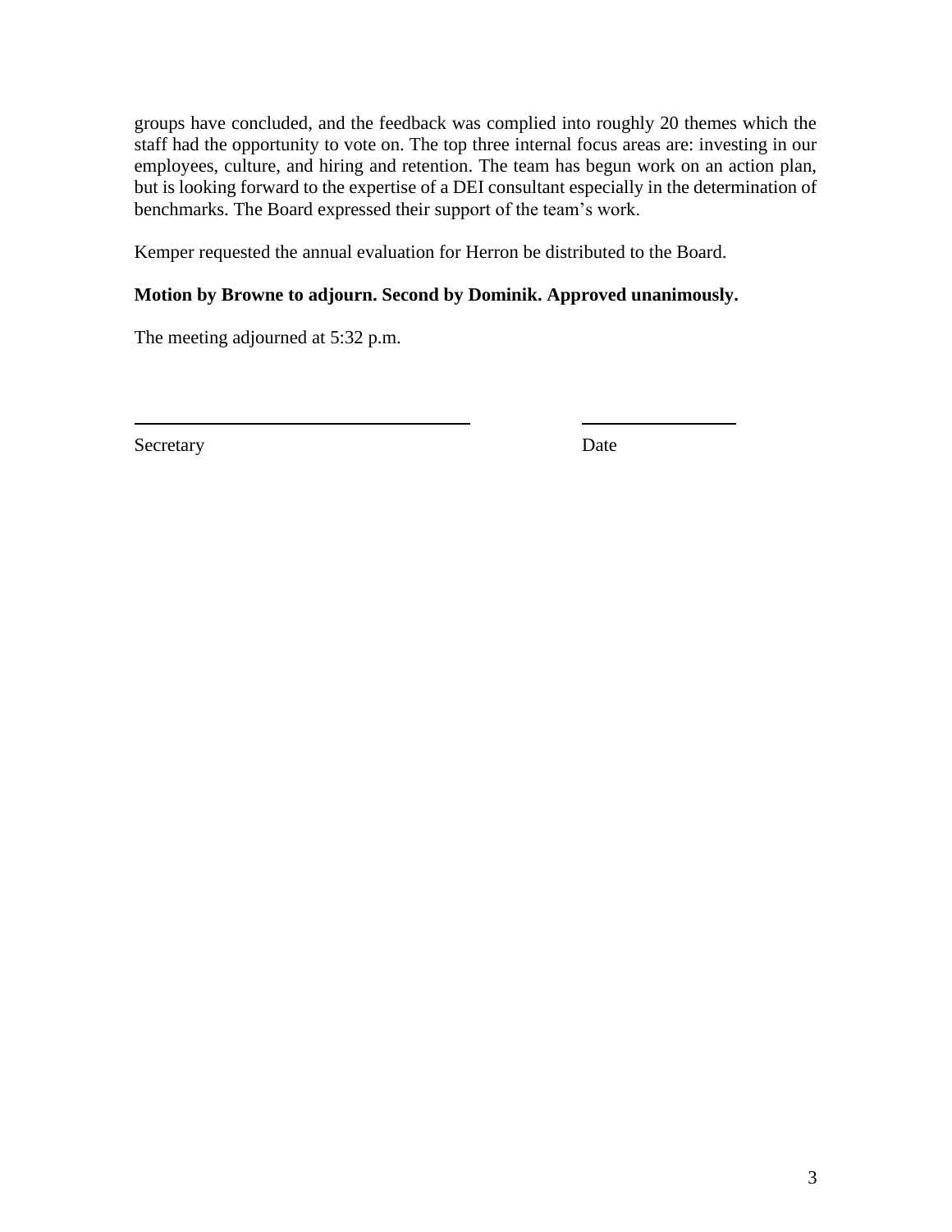groups have concluded, and the feedback was complied into roughly 20 themes which the staff had the opportunity to vote on. The top three internal focus areas are: investing in our employees, culture, and hiring and retention. The team has begun work on an action plan, but is looking forward to the expertise of a DEI consultant especially in the determination of benchmarks. The Board expressed their support of the team's work.

Kemper requested the annual evaluation for Herron be distributed to the Board.

**Motion by Browne to adjourn. Second by Dominik. Approved unanimously.**

The meeting adjourned at 5:32 p.m.

______________________________ ______________

Secretary Date